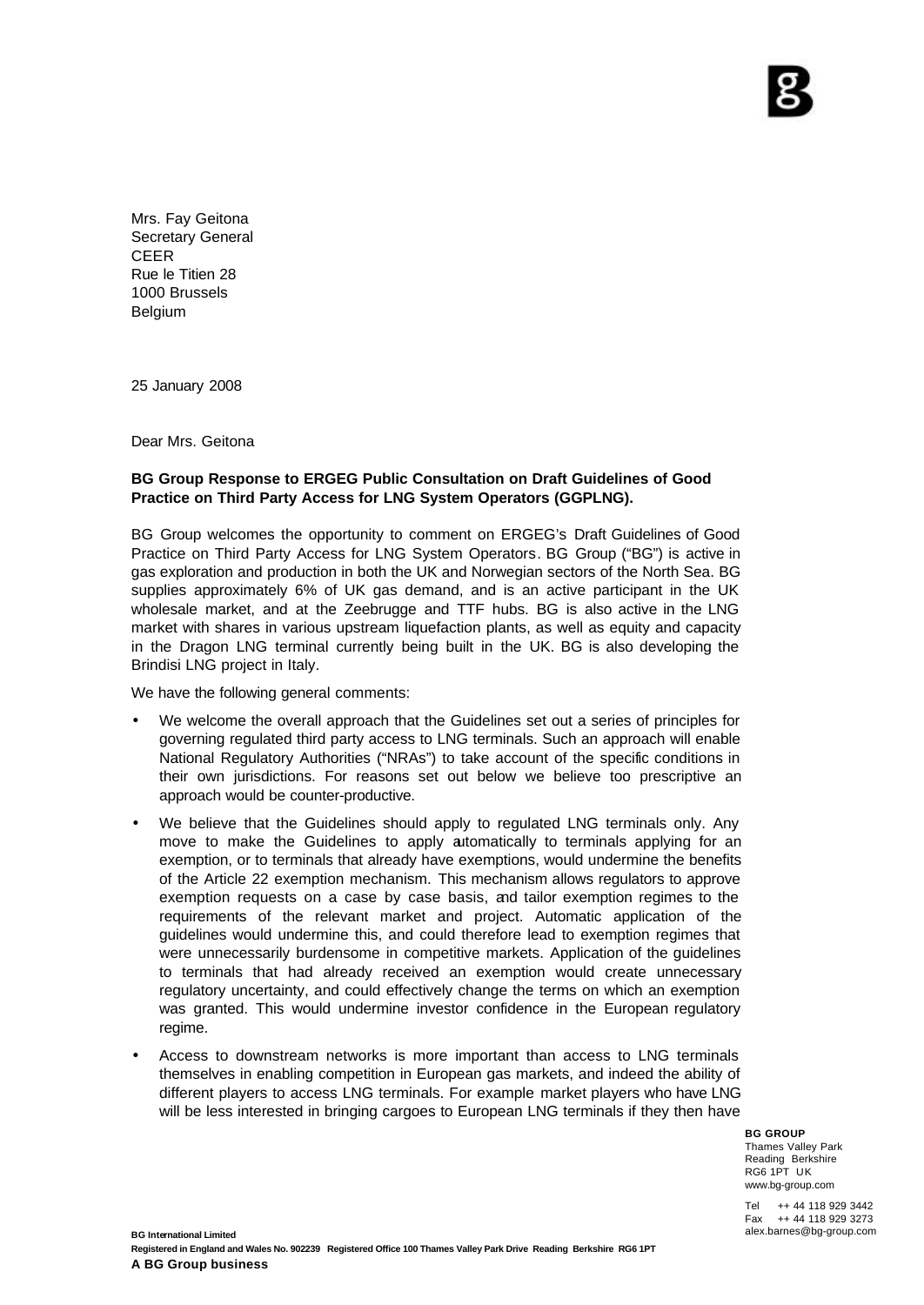Mrs. Fay Geitona
Secretary General
CEER
Rue le Titien 28
1000 Brussels
Belgium

25 January 2008

Dear Mrs. Geitona

**BG Group Response to ERGEG Public Consultation on Draft Guidelines of Good Practice on Third Party Access for LNG System Operators (GGPLNG).**

BG Group welcomes the opportunity to comment on ERGEG's Draft Guidelines of Good Practice on Third Party Access for LNG System Operators. BG Group ("BG") is active in gas exploration and production in both the UK and Norwegian sectors of the North Sea. BG supplies approximately 6% of UK gas demand, and is an active participant in the UK wholesale market, and at the Zeebrugge and TTF hubs. BG is also active in the LNG market with shares in various upstream liquefaction plants, as well as equity and capacity in the Dragon LNG terminal currently being built in the UK. BG is also developing the Brindisi LNG project in Italy.

We have the following general comments:

- We welcome the overall approach that the Guidelines set out a series of principles for governing regulated third party access to LNG terminals. Such an approach will enable National Regulatory Authorities ("NRAs") to take account of the specific conditions in their own jurisdictions. For reasons set out below we believe too prescriptive an approach would be counter-productive.
- We believe that the Guidelines should apply to regulated LNG terminals only. Any move to make the Guidelines to apply automatically to terminals applying for an exemption, or to terminals that already have exemptions, would undermine the benefits of the Article 22 exemption mechanism. This mechanism allows regulators to approve exemption requests on a case by case basis, and tailor exemption regimes to the requirements of the relevant market and project. Automatic application of the guidelines would undermine this, and could therefore lead to exemption regimes that were unnecessarily burdensome in competitive markets. Application of the guidelines to terminals that had already received an exemption would create unnecessary regulatory uncertainty, and could effectively change the terms on which an exemption was granted. This would undermine investor confidence in the European regulatory regime.
- Access to downstream networks is more important than access to LNG terminals themselves in enabling competition in European gas markets, and indeed the ability of different players to access LNG terminals. For example market players who have LNG will be less interested in bringing cargoes to European LNG terminals if they then have

**BG GROUP**
Thames Valley Park
Reading Berkshire
RG6 1PT UK
www.bg-group.com

Tel ++ 44 118 929 3442
Fax ++ 44 118 929 3273
alex.barnes@bg-group.com

**BG International Limited**
**Registered in England and Wales No. 902239 Registered Office 100 Thames Valley Park Drive Reading Berkshire RG6 1PT**
**A BG Group business**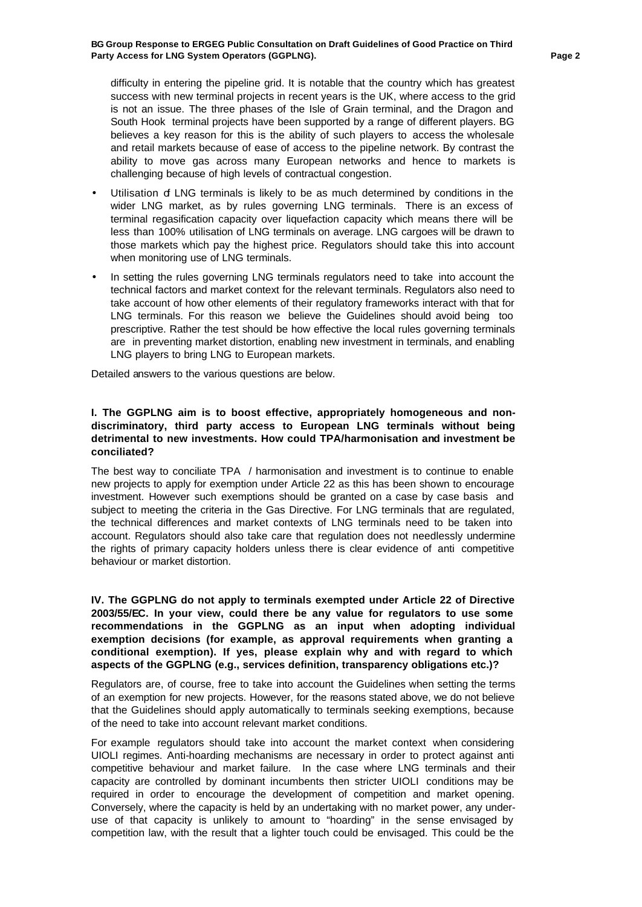difficulty in entering the pipeline grid. It is notable that the country which has greatest success with new terminal projects in recent years is the UK, where access to the grid is not an issue. The three phases of the Isle of Grain terminal, and the Dragon and South Hook terminal projects have been supported by a range of different players. BG believes a key reason for this is the ability of such players to access the wholesale and retail markets because of ease of access to the pipeline network. By contrast the ability to move gas across many European networks and hence to markets is challenging because of high levels of contractual congestion.

- Utilisation of LNG terminals is likely to be as much determined by conditions in the wider LNG market, as by rules governing LNG terminals. There is an excess of terminal regasification capacity over liquefaction capacity which means there will be less than 100% utilisation of LNG terminals on average. LNG cargoes will be drawn to those markets which pay the highest price. Regulators should take this into account when monitoring use of LNG terminals.
- In setting the rules governing LNG terminals regulators need to take into account the technical factors and market context for the relevant terminals. Regulators also need to take account of how other elements of their regulatory frameworks interact with that for LNG terminals. For this reason we believe the Guidelines should avoid being too prescriptive. Rather the test should be how effective the local rules governing terminals are in preventing market distortion, enabling new investment in terminals, and enabling LNG players to bring LNG to European markets.

Detailed answers to the various questions are below.

**I. The GGPLNG aim is to boost effective, appropriately homogeneous and non-discriminatory, third party access to European LNG terminals without being detrimental to new investments. How could TPA/harmonisation and investment be conciliated?**

The best way to conciliate TPA / harmonisation and investment is to continue to enable new projects to apply for exemption under Article 22 as this has been shown to encourage investment. However such exemptions should be granted on a case by case basis and subject to meeting the criteria in the Gas Directive. For LNG terminals that are regulated, the technical differences and market contexts of LNG terminals need to be taken into account. Regulators should also take care that regulation does not needlessly undermine the rights of primary capacity holders unless there is clear evidence of anti competitive behaviour or market distortion.

**IV. The GGPLNG do not apply to terminals exempted under Article 22 of Directive 2003/55/EC. In your view, could there be any value for regulators to use some recommendations in the GGPLNG as an input when adopting individual exemption decisions (for example, as approval requirements when granting a conditional exemption). If yes, please explain why and with regard to which aspects of the GGPLNG (e.g., services definition, transparency obligations etc.)?**

Regulators are, of course, free to take into account the Guidelines when setting the terms of an exemption for new projects. However, for the reasons stated above, we do not believe that the Guidelines should apply automatically to terminals seeking exemptions, because of the need to take into account relevant market conditions.

For example regulators should take into account the market context when considering UIOLI regimes. Anti-hoarding mechanisms are necessary in order to protect against anti competitive behaviour and market failure. In the case where LNG terminals and their capacity are controlled by dominant incumbents then stricter UIOLI conditions may be required in order to encourage the development of competition and market opening. Conversely, where the capacity is held by an undertaking with no market power, any under-use of that capacity is unlikely to amount to "hoarding" in the sense envisaged by competition law, with the result that a lighter touch could be envisaged. This could be the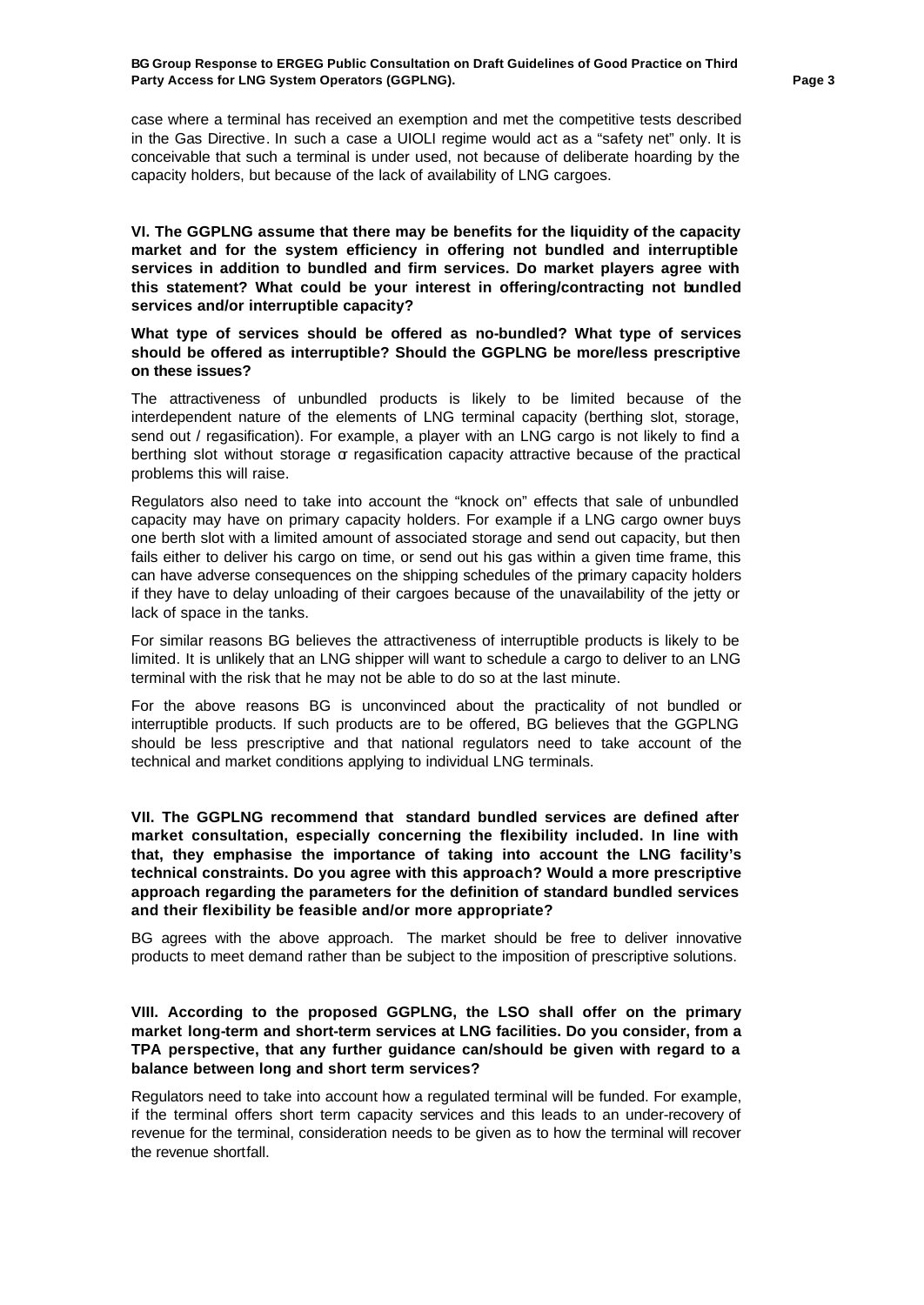case where a terminal has received an exemption and met the competitive tests described in the Gas Directive. In such a case a UIOLI regime would act as a "safety net" only. It is conceivable that such a terminal is under used, not because of deliberate hoarding by the capacity holders, but because of the lack of availability of LNG cargoes.

**VI. The GGPLNG assume that there may be benefits for the liquidity of the capacity market and for the system efficiency in offering not bundled and interruptible services in addition to bundled and firm services. Do market players agree with this statement? What could be your interest in offering/contracting not bundled services and/or interruptible capacity?**

**What type of services should be offered as no-bundled? What type of services should be offered as interruptible? Should the GGPLNG be more/less prescriptive on these issues?**

The attractiveness of unbundled products is likely to be limited because of the interdependent nature of the elements of LNG terminal capacity (berthing slot, storage, send out / regasification). For example, a player with an LNG cargo is not likely to find a berthing slot without storage or regasification capacity attractive because of the practical problems this will raise.

Regulators also need to take into account the "knock on" effects that sale of unbundled capacity may have on primary capacity holders. For example if a LNG cargo owner buys one berth slot with a limited amount of associated storage and send out capacity, but then fails either to deliver his cargo on time, or send out his gas within a given time frame, this can have adverse consequences on the shipping schedules of the primary capacity holders if they have to delay unloading of their cargoes because of the unavailability of the jetty or lack of space in the tanks.

For similar reasons BG believes the attractiveness of interruptible products is likely to be limited. It is unlikely that an LNG shipper will want to schedule a cargo to deliver to an LNG terminal with the risk that he may not be able to do so at the last minute.

For the above reasons BG is unconvinced about the practicality of not bundled or interruptible products. If such products are to be offered, BG believes that the GGPLNG should be less prescriptive and that national regulators need to take account of the technical and market conditions applying to individual LNG terminals.

**VII. The GGPLNG recommend that standard bundled services are defined after market consultation, especially concerning the flexibility included. In line with that, they emphasise the importance of taking into account the LNG facility's technical constraints. Do you agree with this approach? Would a more prescriptive approach regarding the parameters for the definition of standard bundled services and their flexibility be feasible and/or more appropriate?**

BG agrees with the above approach. The market should be free to deliver innovative products to meet demand rather than be subject to the imposition of prescriptive solutions.

**VIII. According to the proposed GGPLNG, the LSO shall offer on the primary market long-term and short-term services at LNG facilities. Do you consider, from a TPA perspective, that any further guidance can/should be given with regard to a balance between long and short term services?**

Regulators need to take into account how a regulated terminal will be funded. For example, if the terminal offers short term capacity services and this leads to an under-recovery of revenue for the terminal, consideration needs to be given as to how the terminal will recover the revenue shortfall.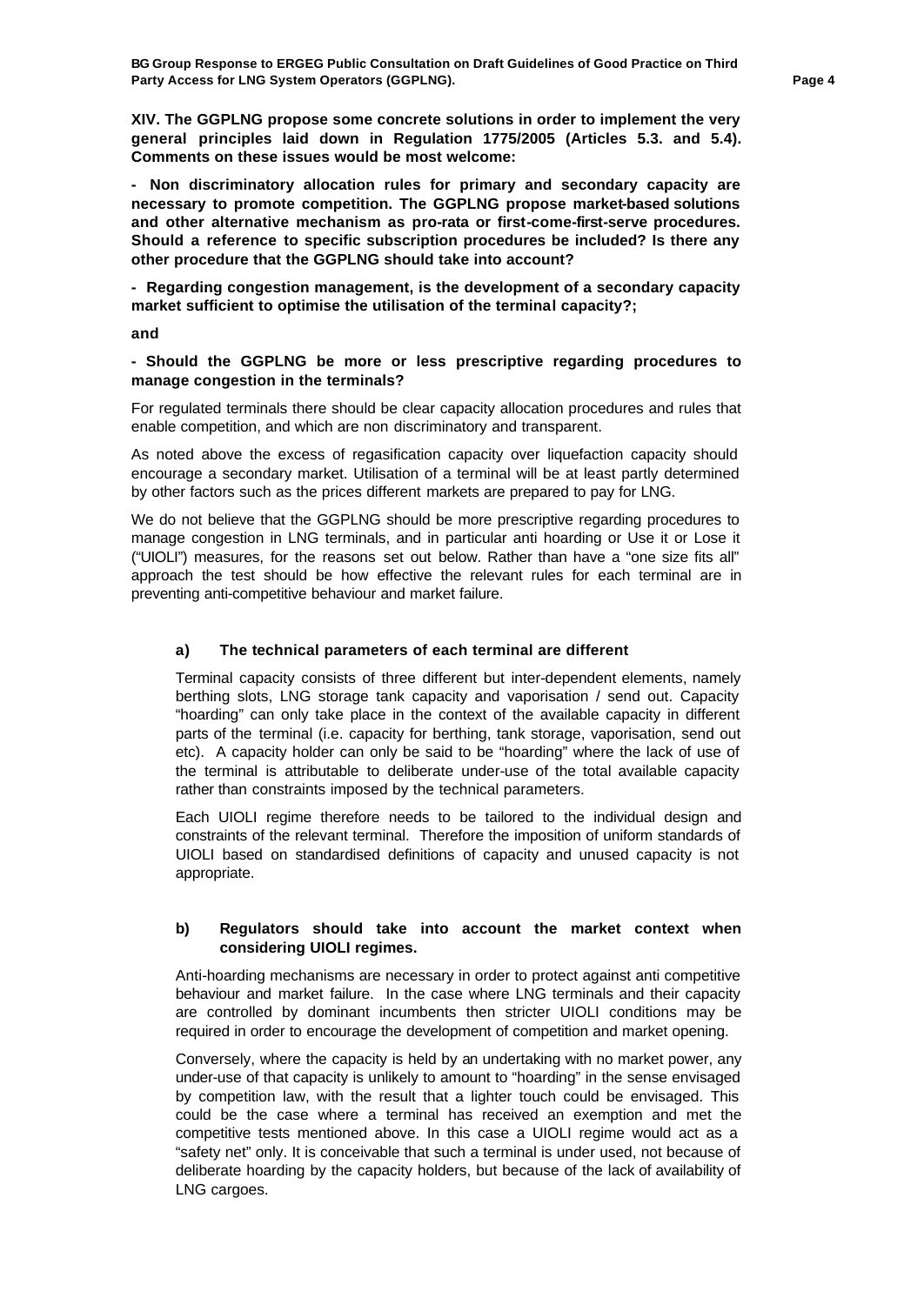**XIV. The GGPLNG propose some concrete solutions in order to implement the very general principles laid down in Regulation 1775/2005 (Articles 5.3. and 5.4). Comments on these issues would be most welcome:**

**- Non discriminatory allocation rules for primary and secondary capacity are necessary to promote competition. The GGPLNG propose market-based solutions and other alternative mechanism as pro-rata or first-come-first-serve procedures. Should a reference to specific subscription procedures be included? Is there any other procedure that the GGPLNG should take into account?**

**- Regarding congestion management, is the development of a secondary capacity market sufficient to optimise the utilisation of the terminal capacity?;**

**and**

**- Should the GGPLNG be more or less prescriptive regarding procedures to manage congestion in the terminals?**

For regulated terminals there should be clear capacity allocation procedures and rules that enable competition, and which are non discriminatory and transparent.

As noted above the excess of regasification capacity over liquefaction capacity should encourage a secondary market. Utilisation of a terminal will be at least partly determined by other factors such as the prices different markets are prepared to pay for LNG.

We do not believe that the GGPLNG should be more prescriptive regarding procedures to manage congestion in LNG terminals, and in particular anti hoarding or Use it or Lose it ("UIOLI") measures, for the reasons set out below. Rather than have a "one size fits all" approach the test should be how effective the relevant rules for each terminal are in preventing anti-competitive behaviour and market failure.

**a) The technical parameters of each terminal are different**

Terminal capacity consists of three different but inter-dependent elements, namely berthing slots, LNG storage tank capacity and vaporisation / send out. Capacity "hoarding" can only take place in the context of the available capacity in different parts of the terminal (i.e. capacity for berthing, tank storage, vaporisation, send out etc). A capacity holder can only be said to be "hoarding" where the lack of use of the terminal is attributable to deliberate under-use of the total available capacity rather than constraints imposed by the technical parameters.

Each UIOLI regime therefore needs to be tailored to the individual design and constraints of the relevant terminal. Therefore the imposition of uniform standards of UIOLI based on standardised definitions of capacity and unused capacity is not appropriate.

**b) Regulators should take into account the market context when considering UIOLI regimes.**

Anti-hoarding mechanisms are necessary in order to protect against anti competitive behaviour and market failure. In the case where LNG terminals and their capacity are controlled by dominant incumbents then stricter UIOLI conditions may be required in order to encourage the development of competition and market opening.

Conversely, where the capacity is held by an undertaking with no market power, any under-use of that capacity is unlikely to amount to "hoarding" in the sense envisaged by competition law, with the result that a lighter touch could be envisaged. This could be the case where a terminal has received an exemption and met the competitive tests mentioned above. In this case a UIOLI regime would act as a "safety net" only. It is conceivable that such a terminal is under used, not because of deliberate hoarding by the capacity holders, but because of the lack of availability of LNG cargoes.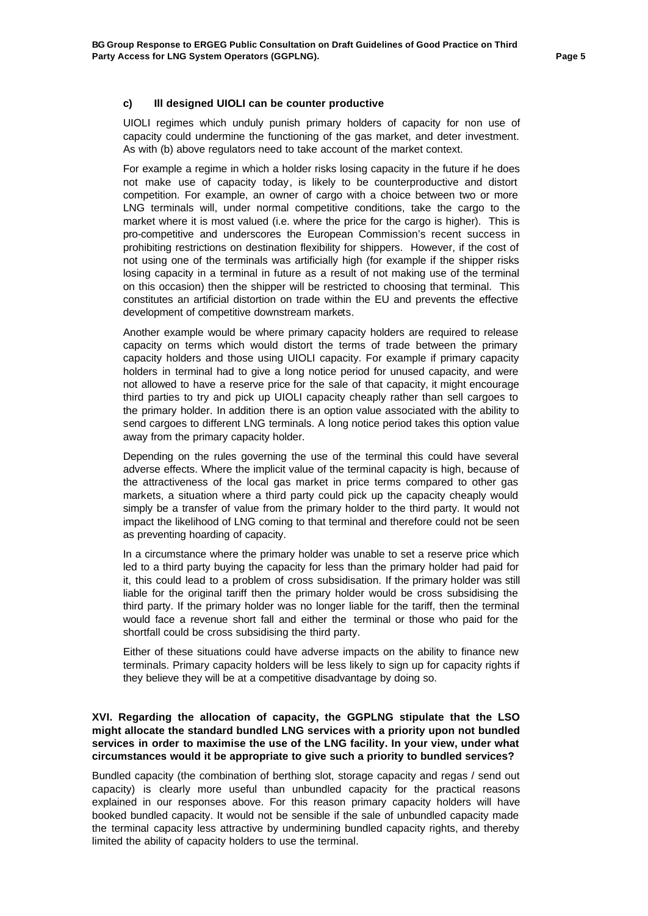### c) Ill designed UIOLI can be counter productive

UIOLI regimes which unduly punish primary holders of capacity for non use of capacity could undermine the functioning of the gas market, and deter investment. As with (b) above regulators need to take account of the market context.

For example a regime in which a holder risks losing capacity in the future if he does not make use of capacity today, is likely to be counterproductive and distort competition. For example, an owner of cargo with a choice between two or more LNG terminals will, under normal competitive conditions, take the cargo to the market where it is most valued (i.e. where the price for the cargo is higher). This is pro-competitive and underscores the European Commission's recent success in prohibiting restrictions on destination flexibility for shippers. However, if the cost of not using one of the terminals was artificially high (for example if the shipper risks losing capacity in a terminal in future as a result of not making use of the terminal on this occasion) then the shipper will be restricted to choosing that terminal. This constitutes an artificial distortion on trade within the EU and prevents the effective development of competitive downstream markets.

Another example would be where primary capacity holders are required to release capacity on terms which would distort the terms of trade between the primary capacity holders and those using UIOLI capacity. For example if primary capacity holders in terminal had to give a long notice period for unused capacity, and were not allowed to have a reserve price for the sale of that capacity, it might encourage third parties to try and pick up UIOLI capacity cheaply rather than sell cargoes to the primary holder. In addition there is an option value associated with the ability to send cargoes to different LNG terminals. A long notice period takes this option value away from the primary capacity holder.

Depending on the rules governing the use of the terminal this could have several adverse effects. Where the implicit value of the terminal capacity is high, because of the attractiveness of the local gas market in price terms compared to other gas markets, a situation where a third party could pick up the capacity cheaply would simply be a transfer of value from the primary holder to the third party. It would not impact the likelihood of LNG coming to that terminal and therefore could not be seen as preventing hoarding of capacity.

In a circumstance where the primary holder was unable to set a reserve price which led to a third party buying the capacity for less than the primary holder had paid for it, this could lead to a problem of cross subsidisation. If the primary holder was still liable for the original tariff then the primary holder would be cross subsidising the third party. If the primary holder was no longer liable for the tariff, then the terminal would face a revenue short fall and either the terminal or those who paid for the shortfall could be cross subsidising the third party.

Either of these situations could have adverse impacts on the ability to finance new terminals. Primary capacity holders will be less likely to sign up for capacity rights if they believe they will be at a competitive disadvantage by doing so.

**XVI. Regarding the allocation of capacity, the GGPLNG stipulate that the LSO might allocate the standard bundled LNG services with a priority upon not bundled services in order to maximise the use of the LNG facility. In your view, under what circumstances would it be appropriate to give such a priority to bundled services?**

Bundled capacity (the combination of berthing slot, storage capacity and regas / send out capacity) is clearly more useful than unbundled capacity for the practical reasons explained in our responses above. For this reason primary capacity holders will have booked bundled capacity. It would not be sensible if the sale of unbundled capacity made the terminal capacity less attractive by undermining bundled capacity rights, and thereby limited the ability of capacity holders to use the terminal.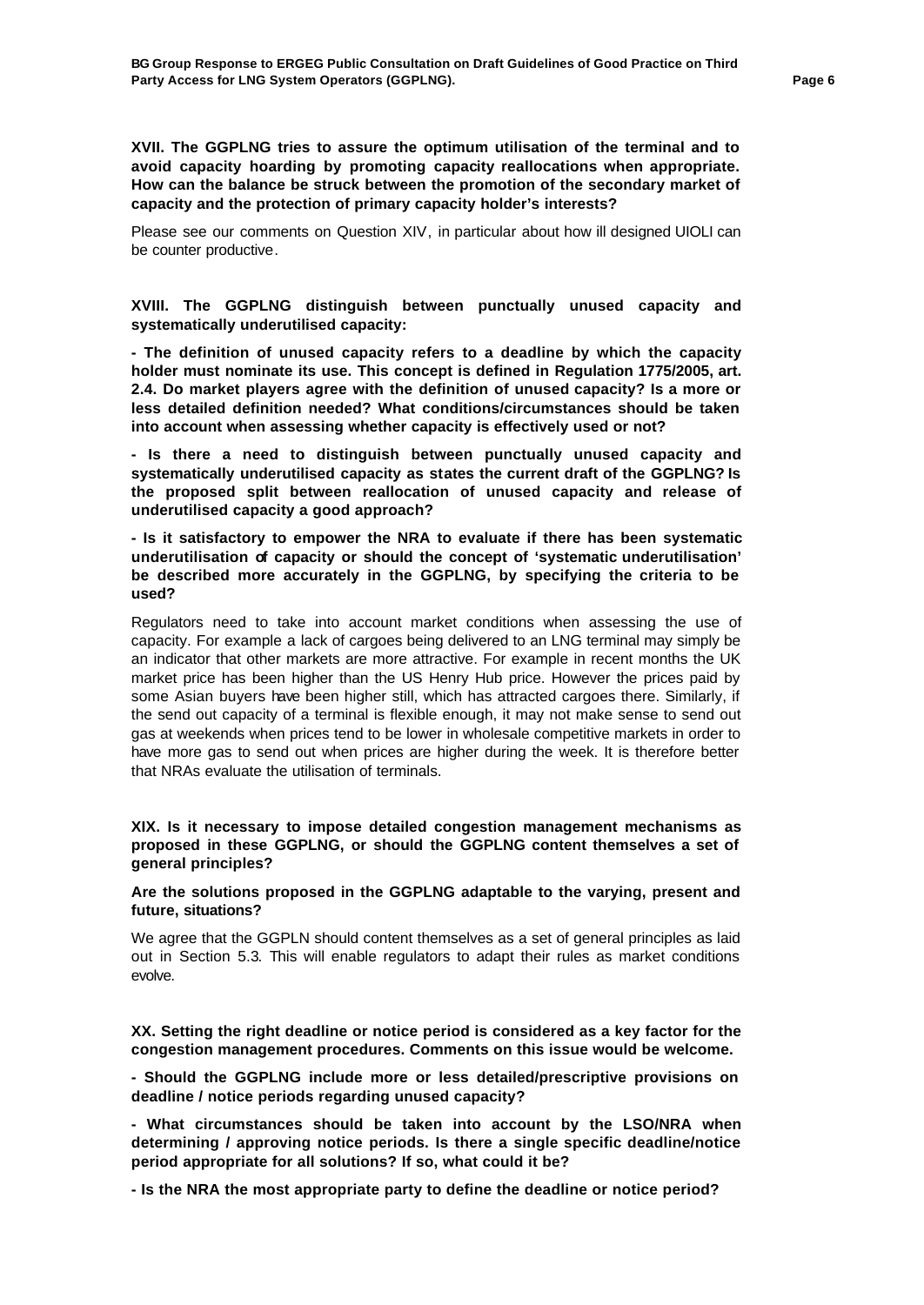**XVII. The GGPLNG tries to assure the optimum utilisation of the terminal and to avoid capacity hoarding by promoting capacity reallocations when appropriate. How can the balance be struck between the promotion of the secondary market of capacity and the protection of primary capacity holder's interests?**

Please see our comments on Question XIV, in particular about how ill designed UIOLI can be counter productive.

**XVIII. The GGPLNG distinguish between punctually unused capacity and systematically underutilised capacity:**

**- The definition of unused capacity refers to a deadline by which the capacity holder must nominate its use. This concept is defined in Regulation 1775/2005, art. 2.4. Do market players agree with the definition of unused capacity? Is a more or less detailed definition needed? What conditions/circumstances should be taken into account when assessing whether capacity is effectively used or not?**

**- Is there a need to distinguish between punctually unused capacity and systematically underutilised capacity as states the current draft of the GGPLNG? Is the proposed split between reallocation of unused capacity and release of underutilised capacity a good approach?**

**- Is it satisfactory to empower the NRA to evaluate if there has been systematic underutilisation of capacity or should the concept of 'systematic underutilisation' be described more accurately in the GGPLNG, by specifying the criteria to be used?**

Regulators need to take into account market conditions when assessing the use of capacity. For example a lack of cargoes being delivered to an LNG terminal may simply be an indicator that other markets are more attractive. For example in recent months the UK market price has been higher than the US Henry Hub price. However the prices paid by some Asian buyers have been higher still, which has attracted cargoes there. Similarly, if the send out capacity of a terminal is flexible enough, it may not make sense to send out gas at weekends when prices tend to be lower in wholesale competitive markets in order to have more gas to send out when prices are higher during the week. It is therefore better that NRAs evaluate the utilisation of terminals.

**XIX. Is it necessary to impose detailed congestion management mechanisms as proposed in these GGPLNG, or should the GGPLNG content themselves a set of general principles?**

**Are the solutions proposed in the GGPLNG adaptable to the varying, present and future, situations?**

We agree that the GGPLN should content themselves as a set of general principles as laid out in Section 5.3. This will enable regulators to adapt their rules as market conditions evolve.

**XX. Setting the right deadline or notice period is considered as a key factor for the congestion management procedures. Comments on this issue would be welcome.**

**- Should the GGPLNG include more or less detailed/prescriptive provisions on deadline / notice periods regarding unused capacity?**

**- What circumstances should be taken into account by the LSO/NRA when determining / approving notice periods. Is there a single specific deadline/notice period appropriate for all solutions? If so, what could it be?**

**- Is the NRA the most appropriate party to define the deadline or notice period?**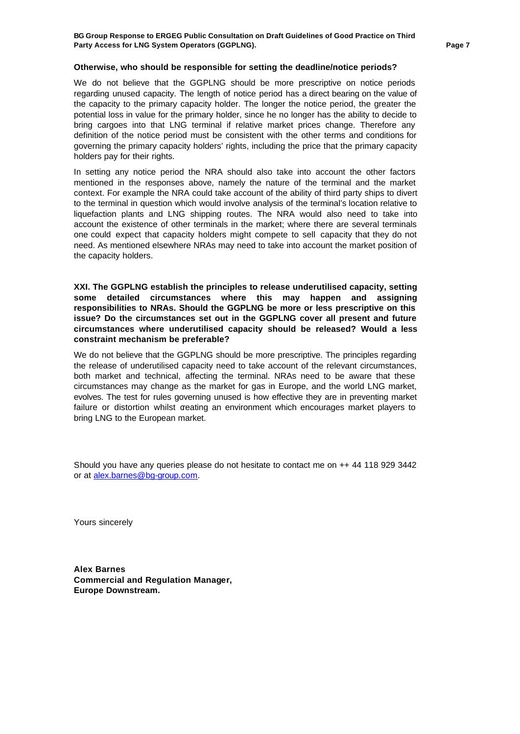**Otherwise, who should be responsible for setting the deadline/notice periods?**

We do not believe that the GGPLNG should be more prescriptive on notice periods regarding unused capacity. The length of notice period has a direct bearing on the value of the capacity to the primary capacity holder. The longer the notice period, the greater the potential loss in value for the primary holder, since he no longer has the ability to decide to bring cargoes into that LNG terminal if relative market prices change. Therefore any definition of the notice period must be consistent with the other terms and conditions for governing the primary capacity holders' rights, including the price that the primary capacity holders pay for their rights.

In setting any notice period the NRA should also take into account the other factors mentioned in the responses above, namely the nature of the terminal and the market context. For example the NRA could take account of the ability of third party ships to divert to the terminal in question which would involve analysis of the terminal's location relative to liquefaction plants and LNG shipping routes. The NRA would also need to take into account the existence of other terminals in the market; where there are several terminals one could expect that capacity holders might compete to sell capacity that they do not need. As mentioned elsewhere NRAs may need to take into account the market position of the capacity holders.

**XXI. The GGPLNG establish the principles to release underutilised capacity, setting some detailed circumstances where this may happen and assigning responsibilities to NRAs. Should the GGPLNG be more or less prescriptive on this issue? Do the circumstances set out in the GGPLNG cover all present and future circumstances where underutilised capacity should be released? Would a less constraint mechanism be preferable?**

We do not believe that the GGPLNG should be more prescriptive. The principles regarding the release of underutilised capacity need to take account of the relevant circumstances, both market and technical, affecting the terminal. NRAs need to be aware that these circumstances may change as the market for gas in Europe, and the world LNG market, evolves. The test for rules governing unused is how effective they are in preventing market failure or distortion whilst creating an environment which encourages market players to bring LNG to the European market.

Should you have any queries please do not hesitate to contact me on ++ 44 118 929 3442 or at alex.barnes@bg-group.com.

Yours sincerely

**Alex Barnes**
**Commercial and Regulation Manager,**
**Europe Downstream.**